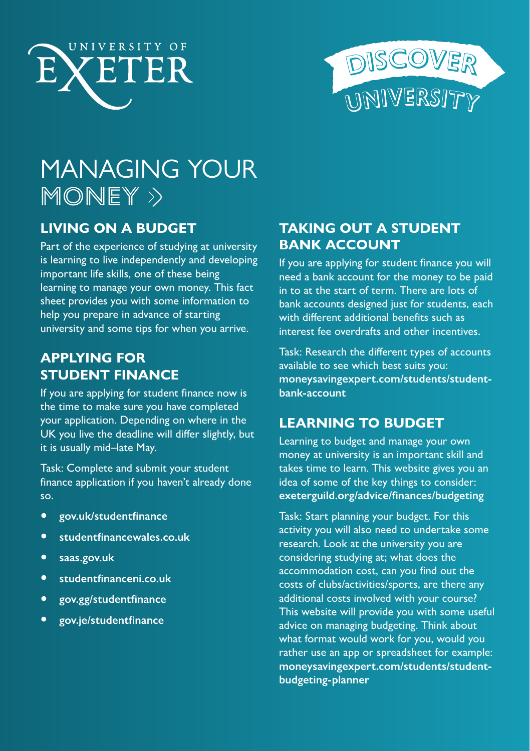UNIVERSITY OF EXETER

DISCOVER UNIVERSITY

# MANAGING YOUR MONEY »

## LIVING ON A BUDGET

Part of the experience of studying at university is learning to live independently and developing important life skills, one of these being learning to manage your own money. This fact sheet provides you with some information to help you prepare in advance of starting university and some tips for when you arrive.

## APPLYING FOR STUDENT FINANCE

If you are applying for student finance now is the time to make sure you have completed your application. Depending on where in the UK you live the deadline will differ slightly, but it is usually mid–late May.

Task: Complete and submit your student finance application if you haven't already done so.

- **gov.uk/studentfinance**
- **studentfinancewales.co.uk**
- **saas.gov.uk**
- **studentfinanceni.co.uk**
- **gov.gg/studentfinance**
- **gov.je/studentfinance**

## TAKING OUT A STUDENT BANK ACCOUNT

If you are applying for student finance you will need a bank account for the money to be paid in to at the start of term. There are lots of bank accounts designed just for students, each with different additional benefits such as interest fee overdrafts and other incentives.

Task: Research the different types of accounts available to see which best suits you: **moneysavingexpert.com/students/student-bank-account**

## LEARNING TO BUDGET

Learning to budget and manage your own money at university is an important skill and takes time to learn. This website gives you an idea of some of the key things to consider: **exeterguild.org/advice/finances/budgeting**

Task: Start planning your budget. For this activity you will also need to undertake some research. Look at the university you are considering studying at; what does the accommodation cost, can you find out the costs of clubs/activities/sports, are there any additional costs involved with your course? This website will provide you with some useful advice on managing budgeting. Think about what format would work for you, would you rather use an app or spreadsheet for example: **moneysavingexpert.com/students/student-budgeting-planner**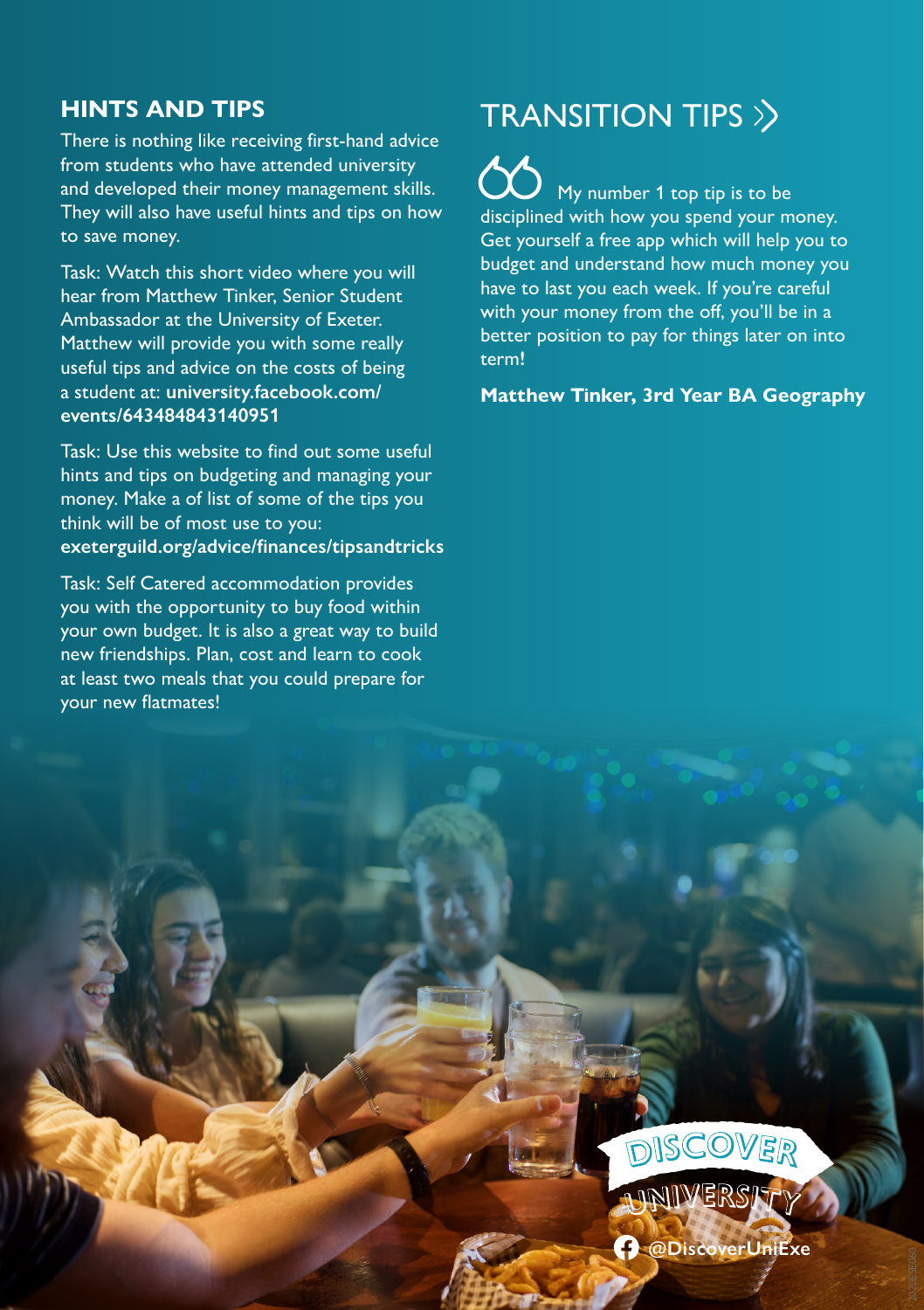## HINTS AND TIPS

There is nothing like receiving first-hand advice from students who have attended university and developed their money management skills. They will also have useful hints and tips on how to save money.

Task: Watch this short video where you will hear from Matthew Tinker, Senior Student Ambassador at the University of Exeter. Matthew will provide you with some really useful tips and advice on the costs of being a student at: **university.facebook.com/events/643484843140951**

Task: Use this website to find out some useful hints and tips on budgeting and managing your money. Make a of list of some of the tips you think will be of most use to you: **exeterguild.org/advice/finances/tipsandtricks**

Task: Self Catered accommodation provides you with the opportunity to buy food within your own budget. It is also a great way to build new friendships. Plan, cost and learn to cook at least two meals that you could prepare for your new flatmates!

## TRANSITION TIPS »

“ My number 1 top tip is to be disciplined with how you spend your money. Get yourself a free app which will help you to budget and understand how much money you have to last you each week. If you're careful with your money from the off, you'll be in a better position to pay for things later on into term!

**Matthew Tinker, 3rd Year BA Geography**

DISCOVER UNIVERSITY

@DiscoverUniExe